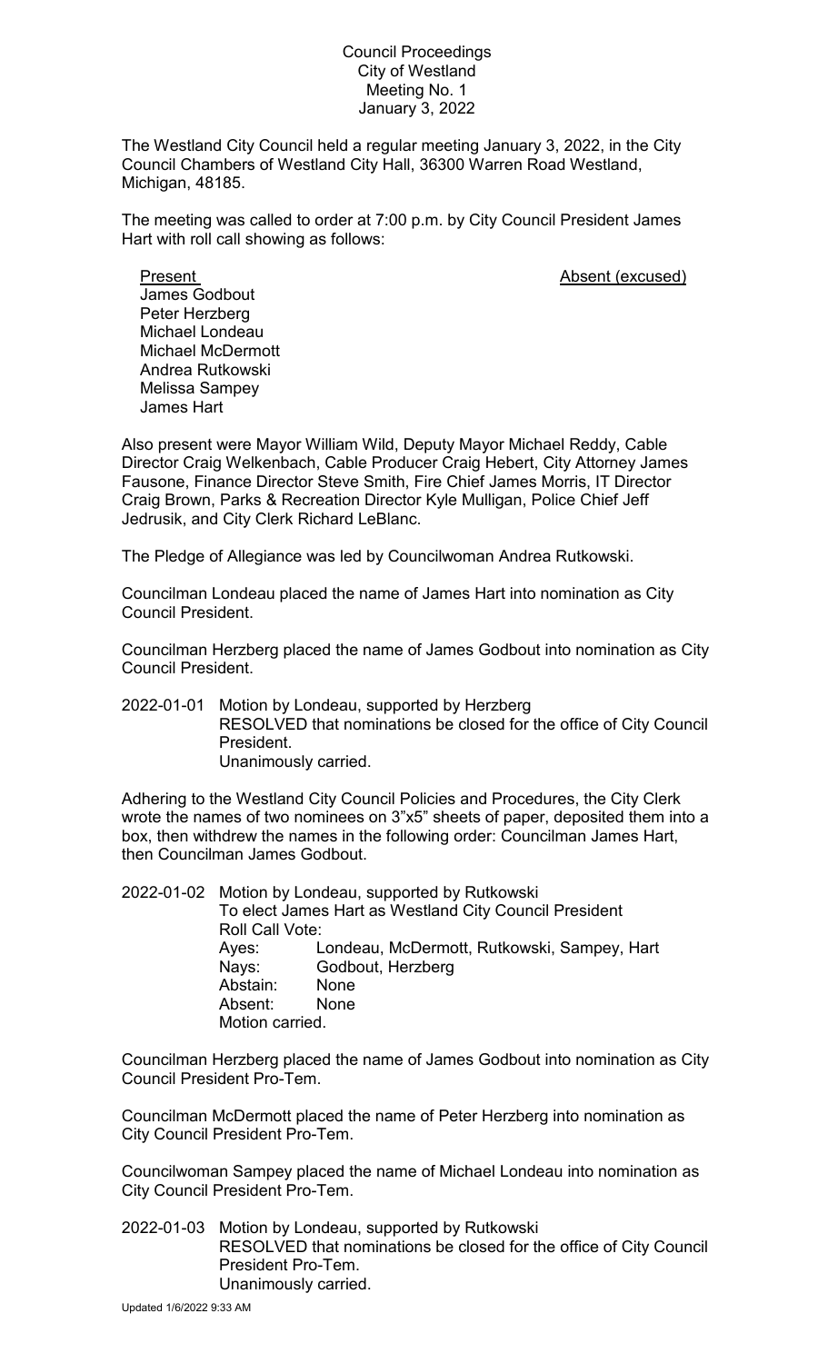Council Proceedings
City of Westland
Meeting No. 1
January 3, 2022

The Westland City Council held a regular meeting January 3, 2022, in the City Council Chambers of Westland City Hall, 36300 Warren Road Westland, Michigan, 48185.

The meeting was called to order at 7:00 p.m. by City Council President James Hart with roll call showing as follows:

| Present | Absent (excused) |
|---|---|
| James Godbout | |
| Peter Herzberg | |
| Michael Londeau | |
| Michael McDermott | |
| Andrea Rutkowski | |
| Melissa Sampey | |
| James Hart | |

Also present were Mayor William Wild, Deputy Mayor Michael Reddy, Cable Director Craig Welkenbach, Cable Producer Craig Hebert, City Attorney James Fausone, Finance Director Steve Smith, Fire Chief James Morris, IT Director Craig Brown, Parks & Recreation Director Kyle Mulligan, Police Chief Jeff Jedrusik, and City Clerk Richard LeBlanc.

The Pledge of Allegiance was led by Councilwoman Andrea Rutkowski.

Councilman Londeau placed the name of James Hart into nomination as City Council President.

Councilman Herzberg placed the name of James Godbout into nomination as City Council President.

2022-01-01 Motion by Londeau, supported by Herzberg
RESOLVED that nominations be closed for the office of City Council President.
Unanimously carried.

Adhering to the Westland City Council Policies and Procedures, the City Clerk wrote the names of two nominees on 3"x5" sheets of paper, deposited them into a box, then withdrew the names in the following order: Councilman James Hart, then Councilman James Godbout.

2022-01-02 Motion by Londeau, supported by Rutkowski
To elect James Hart as Westland City Council President
Roll Call Vote:
Ayes: Londeau, McDermott, Rutkowski, Sampey, Hart
Nays: Godbout, Herzberg
Abstain: None
Absent: None
Motion carried.

Councilman Herzberg placed the name of James Godbout into nomination as City Council President Pro-Tem.

Councilman McDermott placed the name of Peter Herzberg into nomination as City Council President Pro-Tem.

Councilwoman Sampey placed the name of Michael Londeau into nomination as City Council President Pro-Tem.

2022-01-03 Motion by Londeau, supported by Rutkowski
RESOLVED that nominations be closed for the office of City Council President Pro-Tem.
Unanimously carried.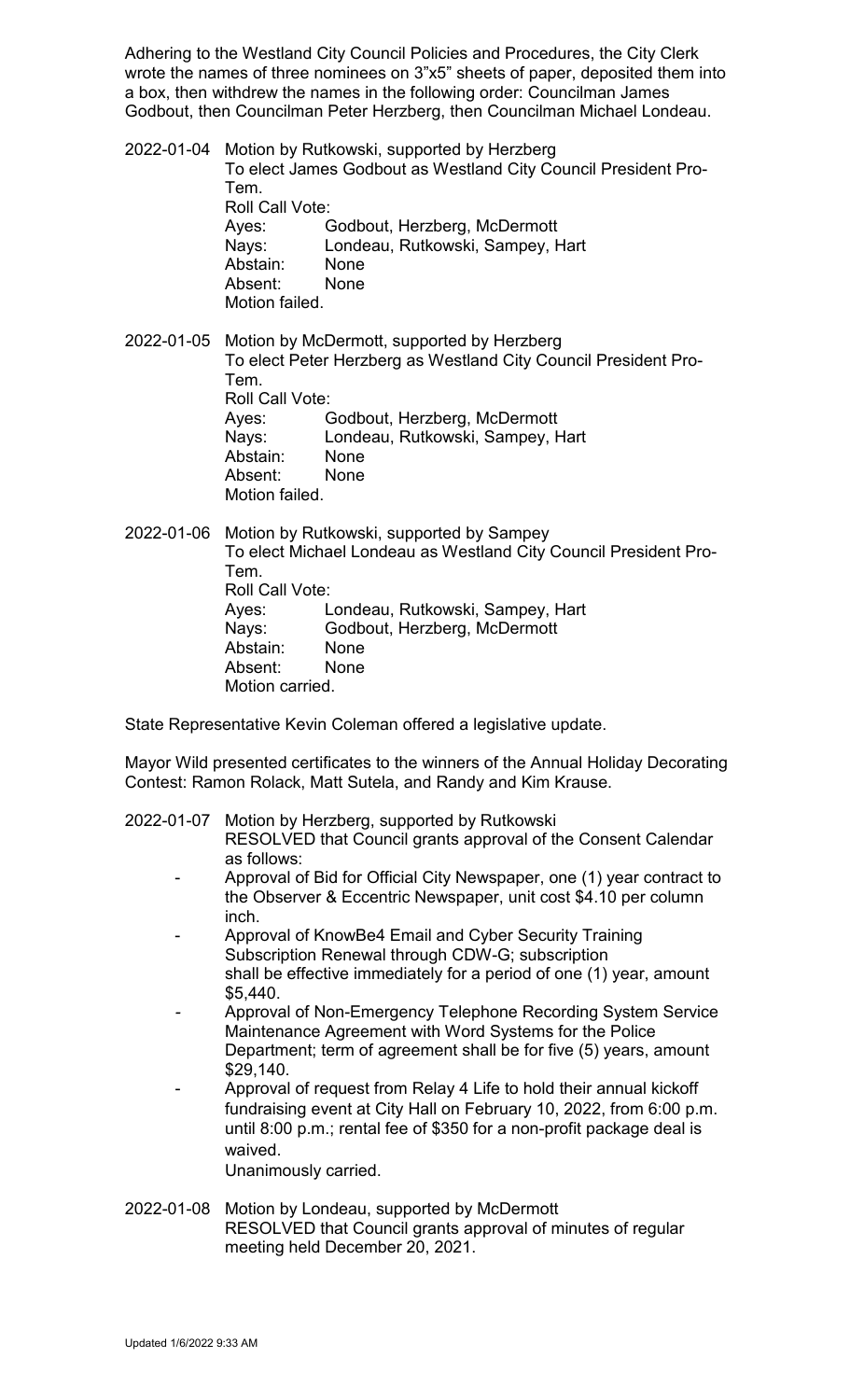Adhering to the Westland City Council Policies and Procedures, the City Clerk wrote the names of three nominees on 3"x5" sheets of paper, deposited them into a box, then withdrew the names in the following order: Councilman James Godbout, then Councilman Peter Herzberg, then Councilman Michael Londeau.

2022-01-04 Motion by Rutkowski, supported by Herzberg
To elect James Godbout as Westland City Council President Pro-Tem.
Roll Call Vote:
Ayes: Godbout, Herzberg, McDermott
Nays: Londeau, Rutkowski, Sampey, Hart
Abstain: None
Absent: None
Motion failed.

2022-01-05 Motion by McDermott, supported by Herzberg
To elect Peter Herzberg as Westland City Council President Pro-Tem.
Roll Call Vote:
Ayes: Godbout, Herzberg, McDermott
Nays: Londeau, Rutkowski, Sampey, Hart
Abstain: None
Absent: None
Motion failed.

2022-01-06 Motion by Rutkowski, supported by Sampey
To elect Michael Londeau as Westland City Council President Pro-Tem.
Roll Call Vote:
Ayes: Londeau, Rutkowski, Sampey, Hart
Nays: Godbout, Herzberg, McDermott
Abstain: None
Absent: None
Motion carried.

State Representative Kevin Coleman offered a legislative update.

Mayor Wild presented certificates to the winners of the Annual Holiday Decorating Contest: Ramon Rolack, Matt Sutela, and Randy and Kim Krause.

2022-01-07 Motion by Herzberg, supported by Rutkowski
RESOLVED that Council grants approval of the Consent Calendar as follows:

- Approval of Bid for Official City Newspaper, one (1) year contract to the Observer & Eccentric Newspaper, unit cost $4.10 per column inch.
- Approval of KnowBe4 Email and Cyber Security Training Subscription Renewal through CDW-G; subscription shall be effective immediately for a period of one (1) year, amount $5,440.
- Approval of Non-Emergency Telephone Recording System Service Maintenance Agreement with Word Systems for the Police Department; term of agreement shall be for five (5) years, amount $29,140.
- Approval of request from Relay 4 Life to hold their annual kickoff fundraising event at City Hall on February 10, 2022, from 6:00 p.m. until 8:00 p.m.; rental fee of $350 for a non-profit package deal is waived.

Unanimously carried.

2022-01-08 Motion by Londeau, supported by McDermott
RESOLVED that Council grants approval of minutes of regular meeting held December 20, 2021.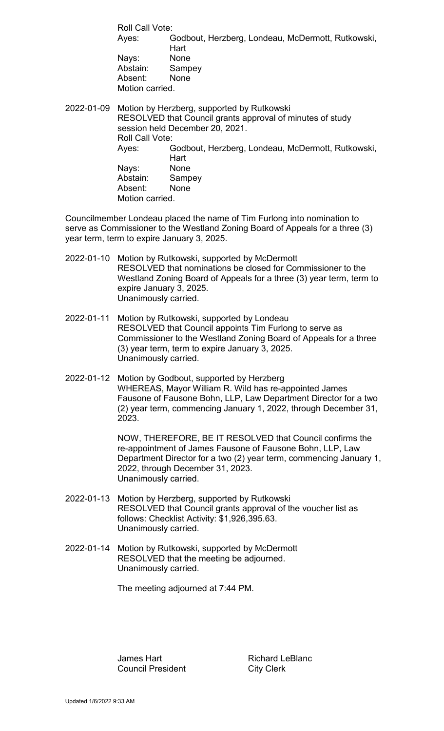Roll Call Vote:
Ayes: Godbout, Herzberg, Londeau, McDermott, Rutkowski, Hart
Nays: None
Abstain: Sampey
Absent: None
Motion carried.

2022-01-09 Motion by Herzberg, supported by Rutkowski
RESOLVED that Council grants approval of minutes of study session held December 20, 2021.
Roll Call Vote:
Ayes: Godbout, Herzberg, Londeau, McDermott, Rutkowski, Hart
Nays: None
Abstain: Sampey
Absent: None
Motion carried.

Councilmember Londeau placed the name of Tim Furlong into nomination to serve as Commissioner to the Westland Zoning Board of Appeals for a three (3) year term, term to expire January 3, 2025.

2022-01-10 Motion by Rutkowski, supported by McDermott
RESOLVED that nominations be closed for Commissioner to the Westland Zoning Board of Appeals for a three (3) year term, term to expire January 3, 2025.
Unanimously carried.

2022-01-11 Motion by Rutkowski, supported by Londeau
RESOLVED that Council appoints Tim Furlong to serve as Commissioner to the Westland Zoning Board of Appeals for a three (3) year term, term to expire January 3, 2025.
Unanimously carried.

2022-01-12 Motion by Godbout, supported by Herzberg
WHEREAS, Mayor William R. Wild has re-appointed James Fausone of Fausone Bohn, LLP, Law Department Director for a two (2) year term, commencing January 1, 2022, through December 31, 2023.

NOW, THEREFORE, BE IT RESOLVED that Council confirms the re-appointment of James Fausone of Fausone Bohn, LLP, Law Department Director for a two (2) year term, commencing January 1, 2022, through December 31, 2023.
Unanimously carried.

2022-01-13 Motion by Herzberg, supported by Rutkowski
RESOLVED that Council grants approval of the voucher list as follows: Checklist Activity: $1,926,395.63.
Unanimously carried.

2022-01-14 Motion by Rutkowski, supported by McDermott
RESOLVED that the meeting be adjourned.
Unanimously carried.

The meeting adjourned at 7:44 PM.

James Hart
Council President

Richard LeBlanc
City Clerk

Updated 1/6/2022 9:33 AM